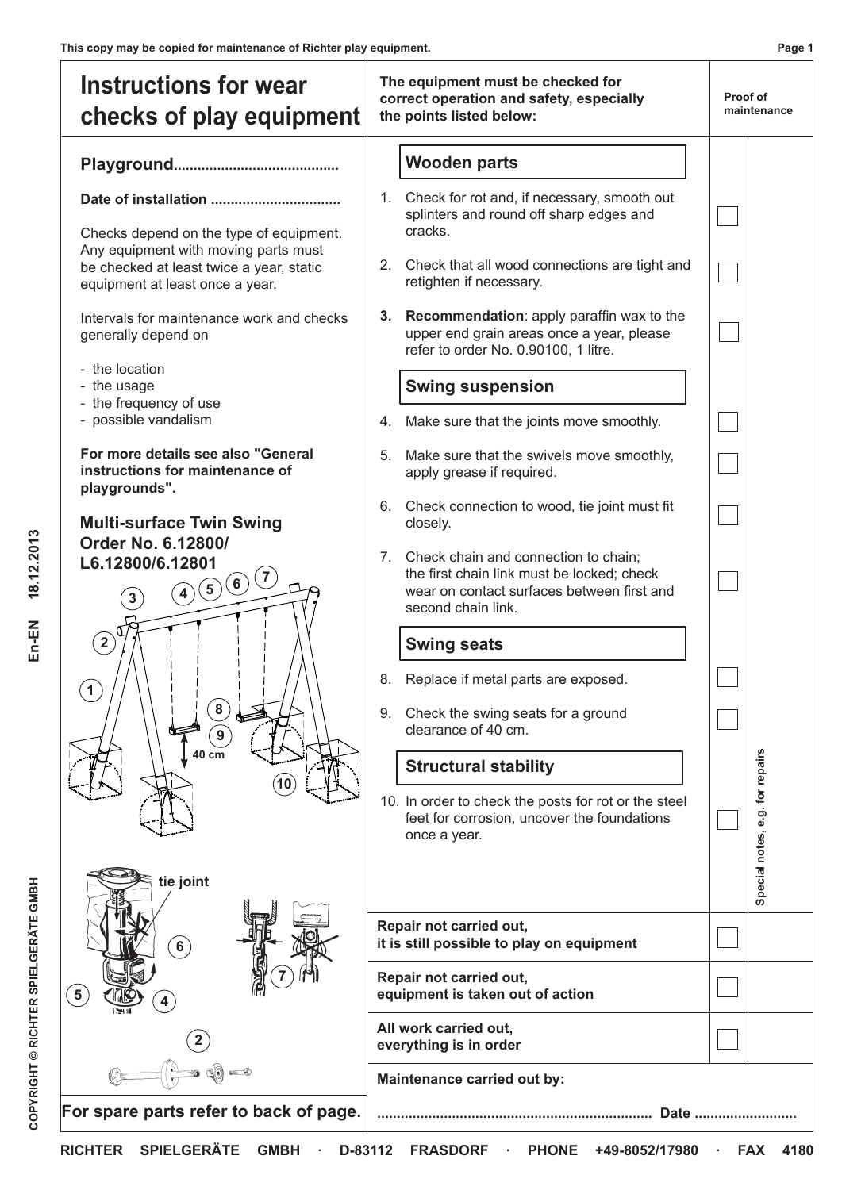This copy may be copied for maintenance of Richter play equipment.

# Instructions for wear checks of play equipment

**Playground.........................................**

**Date of installation ................................**

Checks depend on the type of equipment. Any equipment with moving parts must be checked at least twice a year, static equipment at least once a year.

Intervals for maintenance work and checks generally depend on

- the location
- the usage
- the frequency of use
- possible vandalism

**For more details see also "General instructions for maintenance of playgrounds".**

## Multi-surface Twin Swing Order No. 6.12800/ L6.12800/6.12801

40 cm

tie joint

**For spare parts refer to back of page.**

**The equipment must be checked for correct operation and safety, especially the points listed below:**

**Proof of maintenance**

### Wooden parts

1. Check for rot and, if necessary, smooth out splinters and round off sharp edges and cracks. ☐
2. Check that all wood connections are tight and retighten if necessary. ☐
3. **Recommendation**: apply paraffin wax to the upper end grain areas once a year, please refer to order No. 0.90100, 1 litre. ☐

### Swing suspension

4. Make sure that the joints move smoothly. ☐
5. Make sure that the swivels move smoothly, apply grease if required. ☐
6. Check connection to wood, tie joint must fit closely. ☐
7. Check chain and connection to chain; the first chain link must be locked; check wear on contact surfaces between first and second chain link. ☐

### Swing seats

8. Replace if metal parts are exposed. ☐
9. Check the swing seats for a ground clearance of 40 cm. ☐

### Structural stability

10. In order to check the posts for rot or the steel feet for corrosion, uncover the foundations once a year. ☐

Special notes, e.g. for repairs

| | |
|---|---|
| **Repair not carried out, it is still possible to play on equipment** | ☐ |
| **Repair not carried out, equipment is taken out of action** | ☐ |
| **All work carried out, everything is in order** | ☐ |

**Maintenance carried out by:**

**..................................................................... Date ..........................**

En-EN 18.12.2013

COPYRIGHT © RICHTER SPIELGERÄTE GMBH

**RICHTER SPIELGERÄTE GMBH · D-83112 FRASDORF · PHONE +49-8052/17980 · FAX 4180**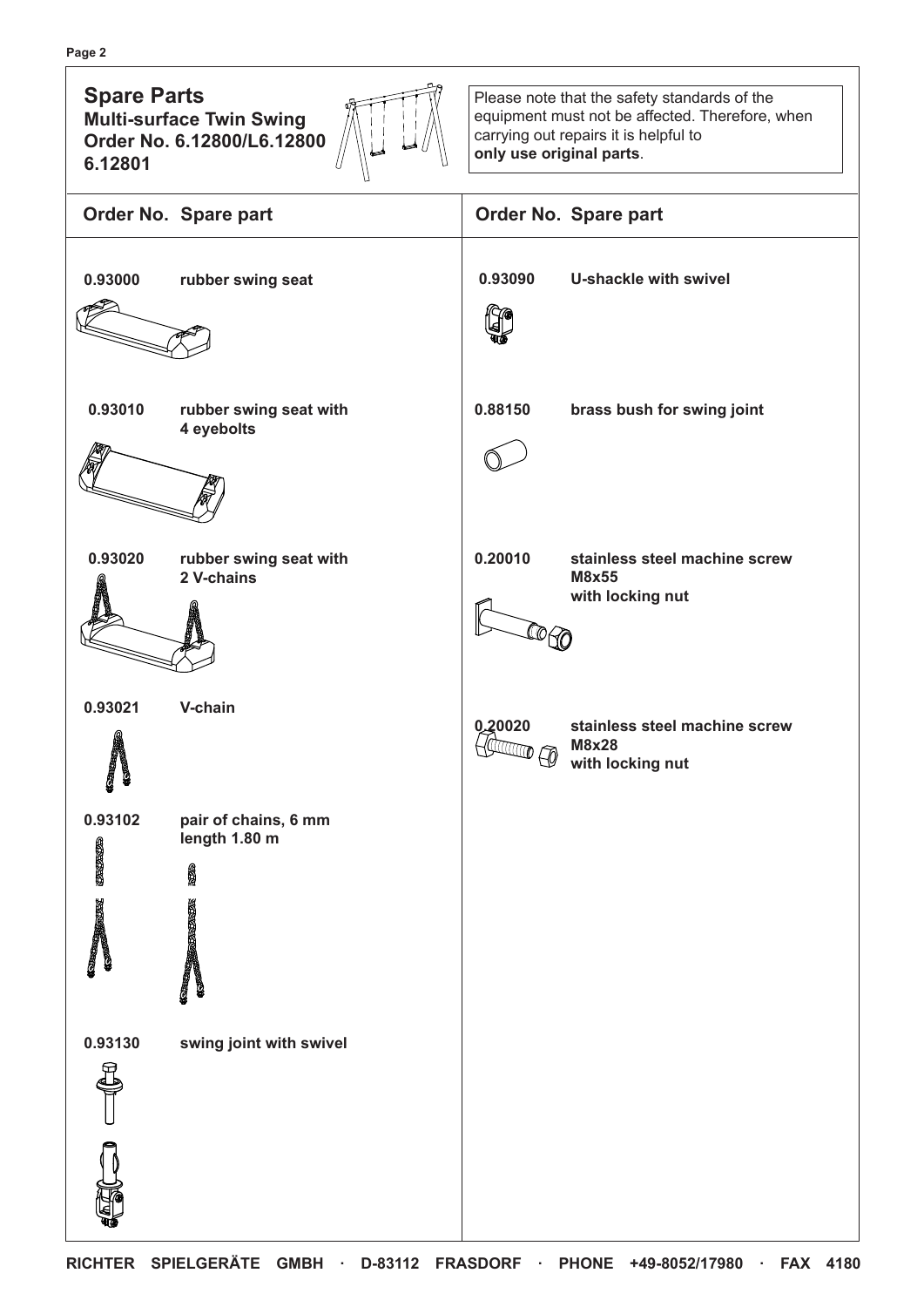## Spare Parts

**Multi-surface Twin Swing**
**Order No. 6.12800/L6.12800**
**6.12801**

Please note that the safety standards of the equipment must not be affected. Therefore, when carrying out repairs it is helpful to **only use original parts**.

| Order No. | Spare part |
|---|---|
| **0.93000** | **rubber swing seat** |
| **0.93010** | **rubber swing seat with 4 eyebolts** |
| **0.93020** | **rubber swing seat with 2 V-chains** |
| **0.93021** | **V-chain** |
| **0.93102** | **pair of chains, 6 mm length 1.80 m** |
| **0.93130** | **swing joint with swivel** |
| **0.93090** | **U-shackle with swivel** |
| **0.88150** | **brass bush for swing joint** |
| **0.20010** | **stainless steel machine screw M8x55 with locking nut** |
| **0.20020** | **stainless steel machine screw M8x28 with locking nut** |

**RICHTER SPIELGERÄTE GMBH · D-83112 FRASDORF · PHONE +49-8052/17980 · FAX 4180**